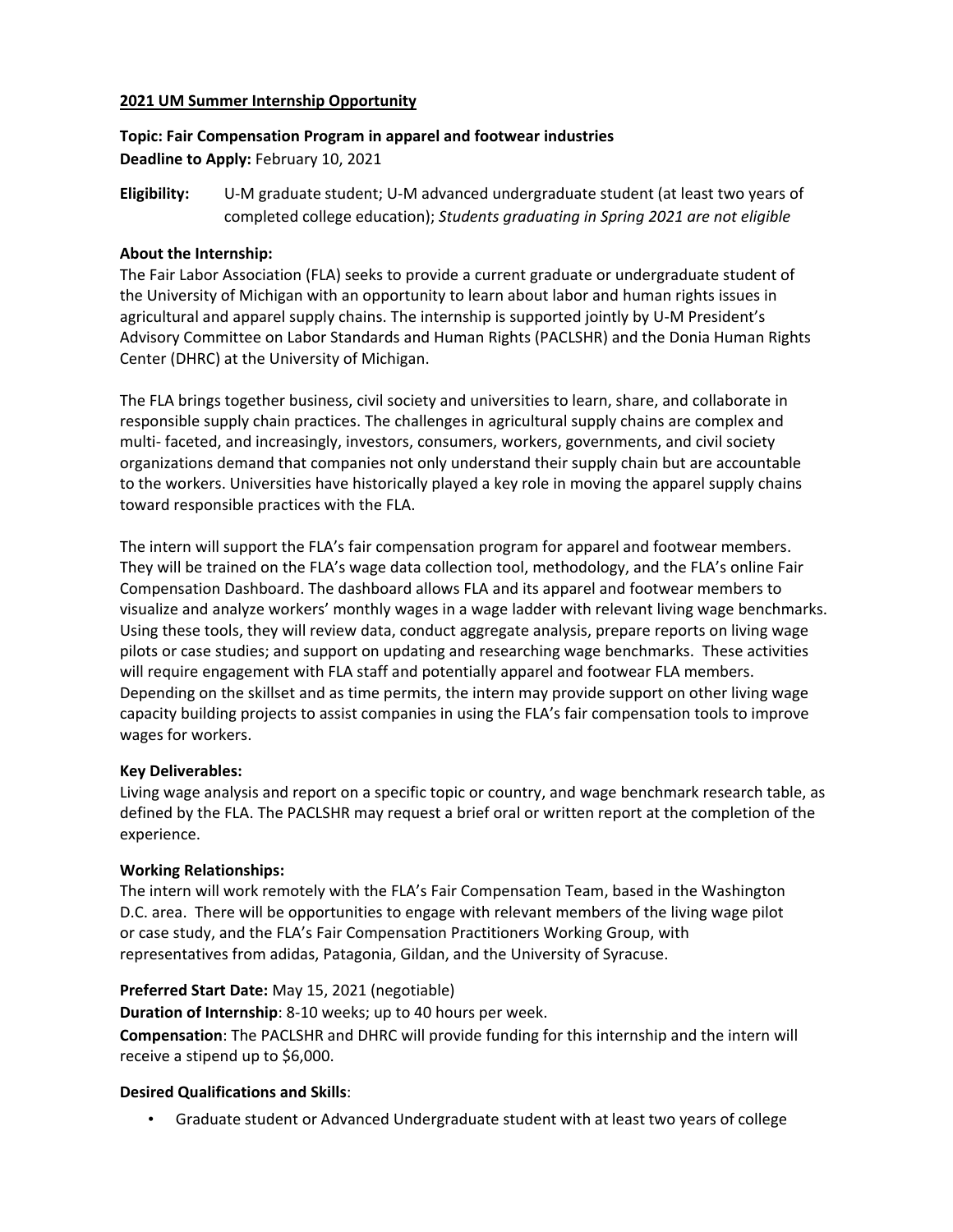**2021 UM Summer Internship Opportunity**

**Topic: Fair Compensation Program in apparel and footwear industries**
**Deadline to Apply:** February 10, 2021

**Eligibility:** U-M graduate student; U-M advanced undergraduate student (at least two years of completed college education); *Students graduating in Spring 2021 are not eligible*

**About the Internship:**
The Fair Labor Association (FLA) seeks to provide a current graduate or undergraduate student of the University of Michigan with an opportunity to learn about labor and human rights issues in agricultural and apparel supply chains. The internship is supported jointly by U-M President's Advisory Committee on Labor Standards and Human Rights (PACLSHR) and the Donia Human Rights Center (DHRC) at the University of Michigan.

The FLA brings together business, civil society and universities to learn, share, and collaborate in responsible supply chain practices. The challenges in agricultural supply chains are complex and multi- faceted, and increasingly, investors, consumers, workers, governments, and civil society organizations demand that companies not only understand their supply chain but are accountable to the workers. Universities have historically played a key role in moving the apparel supply chains toward responsible practices with the FLA.

The intern will support the FLA's fair compensation program for apparel and footwear members. They will be trained on the FLA's wage data collection tool, methodology, and the FLA's online Fair Compensation Dashboard. The dashboard allows FLA and its apparel and footwear members to visualize and analyze workers' monthly wages in a wage ladder with relevant living wage benchmarks. Using these tools, they will review data, conduct aggregate analysis, prepare reports on living wage pilots or case studies; and support on updating and researching wage benchmarks. These activities will require engagement with FLA staff and potentially apparel and footwear FLA members. Depending on the skillset and as time permits, the intern may provide support on other living wage capacity building projects to assist companies in using the FLA's fair compensation tools to improve wages for workers.

**Key Deliverables:**
Living wage analysis and report on a specific topic or country, and wage benchmark research table, as defined by the FLA. The PACLSHR may request a brief oral or written report at the completion of the experience.

**Working Relationships:**
The intern will work remotely with the FLA's Fair Compensation Team, based in the Washington D.C. area. There will be opportunities to engage with relevant members of the living wage pilot or case study, and the FLA's Fair Compensation Practitioners Working Group, with representatives from adidas, Patagonia, Gildan, and the University of Syracuse.

**Preferred Start Date:** May 15, 2021 (negotiable)
**Duration of Internship**: 8-10 weeks; up to 40 hours per week.
**Compensation**: The PACLSHR and DHRC will provide funding for this internship and the intern will receive a stipend up to $6,000.

**Desired Qualifications and Skills**:

- Graduate student or Advanced Undergraduate student with at least two years of college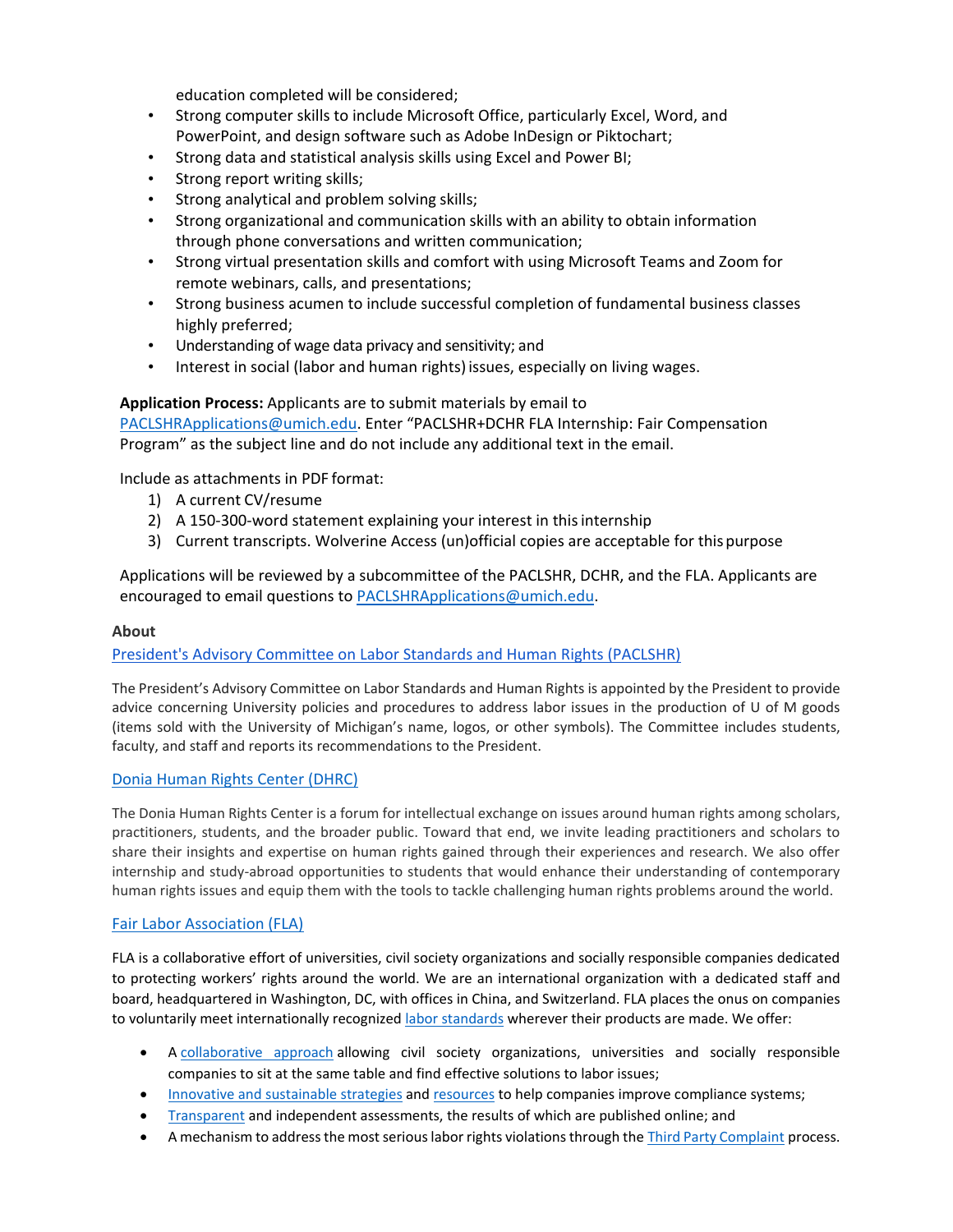education completed will be considered;

- Strong computer skills to include Microsoft Office, particularly Excel, Word, and PowerPoint, and design software such as Adobe InDesign or Piktochart;
- Strong data and statistical analysis skills using Excel and Power BI;
- Strong report writing skills;
- Strong analytical and problem solving skills;
- Strong organizational and communication skills with an ability to obtain information through phone conversations and written communication;
- Strong virtual presentation skills and comfort with using Microsoft Teams and Zoom for remote webinars, calls, and presentations;
- Strong business acumen to include successful completion of fundamental business classes highly preferred;
- Understanding of wage data privacy and sensitivity; and
- Interest in social (labor and human rights) issues, especially on living wages.

**Application Process:** Applicants are to submit materials by email to PACLSHRApplications@umich.edu. Enter "PACLSHR+DCHR FLA Internship: Fair Compensation Program" as the subject line and do not include any additional text in the email.

Include as attachments in PDF format:

1) A current CV/resume
2) A 150-300-word statement explaining your interest in this internship
3) Current transcripts. Wolverine Access (un)official copies are acceptable for this purpose

Applications will be reviewed by a subcommittee of the PACLSHR, DCHR, and the FLA. Applicants are encouraged to email questions to PACLSHRApplications@umich.edu.

**About**

President's Advisory Committee on Labor Standards and Human Rights (PACLSHR)

The President's Advisory Committee on Labor Standards and Human Rights is appointed by the President to provide advice concerning University policies and procedures to address labor issues in the production of U of M goods (items sold with the University of Michigan's name, logos, or other symbols). The Committee includes students, faculty, and staff and reports its recommendations to the President.

Donia Human Rights Center (DHRC)

The Donia Human Rights Center is a forum for intellectual exchange on issues around human rights among scholars, practitioners, students, and the broader public. Toward that end, we invite leading practitioners and scholars to share their insights and expertise on human rights gained through their experiences and research. We also offer internship and study-abroad opportunities to students that would enhance their understanding of contemporary human rights issues and equip them with the tools to tackle challenging human rights problems around the world.

Fair Labor Association (FLA)

FLA is a collaborative effort of universities, civil society organizations and socially responsible companies dedicated to protecting workers' rights around the world. We are an international organization with a dedicated staff and board, headquartered in Washington, DC, with offices in China, and Switzerland. FLA places the onus on companies to voluntarily meet internationally recognized labor standards wherever their products are made. We offer:

- A collaborative approach allowing civil society organizations, universities and socially responsible companies to sit at the same table and find effective solutions to labor issues;
- Innovative and sustainable strategies and resources to help companies improve compliance systems;
- Transparent and independent assessments, the results of which are published online; and
- A mechanism to address the most serious labor rights violations through the Third Party Complaint process.